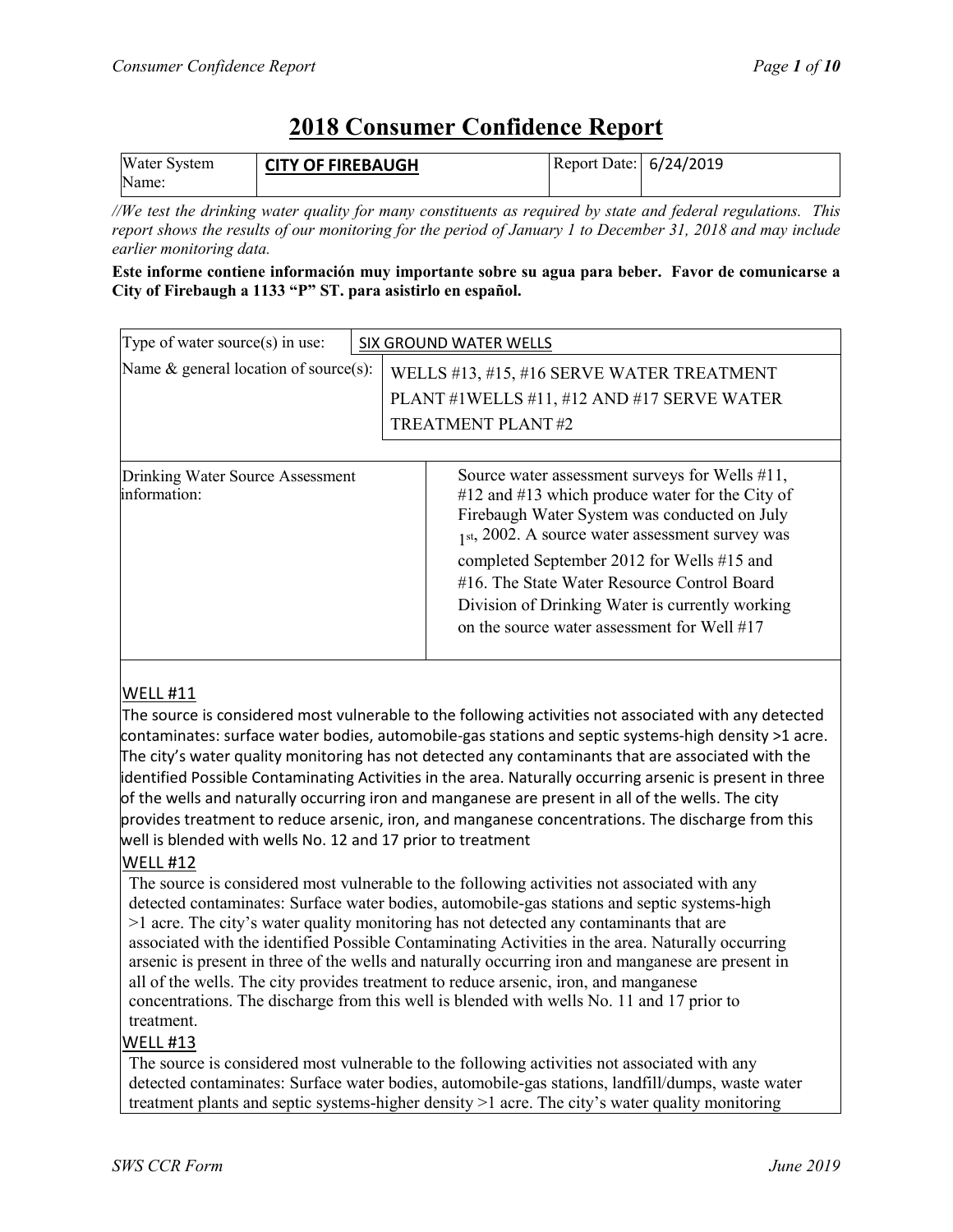# 2018 Consumer Confidence Report

| Water System Name: | CITY OF FIREBAUGH | Report Date: | 6/24/2019 |
|---|---|---|---|

*//We test the drinking water quality for many constituents as required by state and federal regulations. This report shows the results of our monitoring for the period of January 1 to December 31, 2018 and may include earlier monitoring data.*

**Este informe contiene información muy importante sobre su agua para beber. Favor de comunicarse a City of Firebaugh a 1133 "P" ST. para asistirlo en español.**

| Type of water source(s) in use: | SIX GROUND WATER WELLS |
|---|---|
| Name & general location of source(s): | WELLS #13, #15, #16 SERVE WATER TREATMENT PLANT #1WELLS #11, #12 AND #17 SERVE WATER TREATMENT PLANT #2 |
| Drinking Water Source Assessment information: | Source water assessment surveys for Wells #11, #12 and #13 which produce water for the City of Firebaugh Water System was conducted on July 1st, 2002. A source water assessment survey was completed September 2012 for Wells #15 and #16. The State Water Resource Control Board Division of Drinking Water is currently working on the source water assessment for Well #17 |

WELL #11

The source is considered most vulnerable to the following activities not associated with any detected contaminates: surface water bodies, automobile-gas stations and septic systems-high density >1 acre. The city's water quality monitoring has not detected any contaminants that are associated with the identified Possible Contaminating Activities in the area. Naturally occurring arsenic is present in three of the wells and naturally occurring iron and manganese are present in all of the wells. The city provides treatment to reduce arsenic, iron, and manganese concentrations. The discharge from this well is blended with wells No. 12 and 17 prior to treatment

WELL #12

The source is considered most vulnerable to the following activities not associated with any detected contaminates: Surface water bodies, automobile-gas stations and septic systems-high >1 acre. The city's water quality monitoring has not detected any contaminants that are associated with the identified Possible Contaminating Activities in the area. Naturally occurring arsenic is present in three of the wells and naturally occurring iron and manganese are present in all of the wells. The city provides treatment to reduce arsenic, iron, and manganese concentrations. The discharge from this well is blended with wells No. 11 and 17 prior to treatment.

WELL #13

The source is considered most vulnerable to the following activities not associated with any detected contaminates: Surface water bodies, automobile-gas stations, landfill/dumps, waste water treatment plants and septic systems-higher density >1 acre. The city's water quality monitoring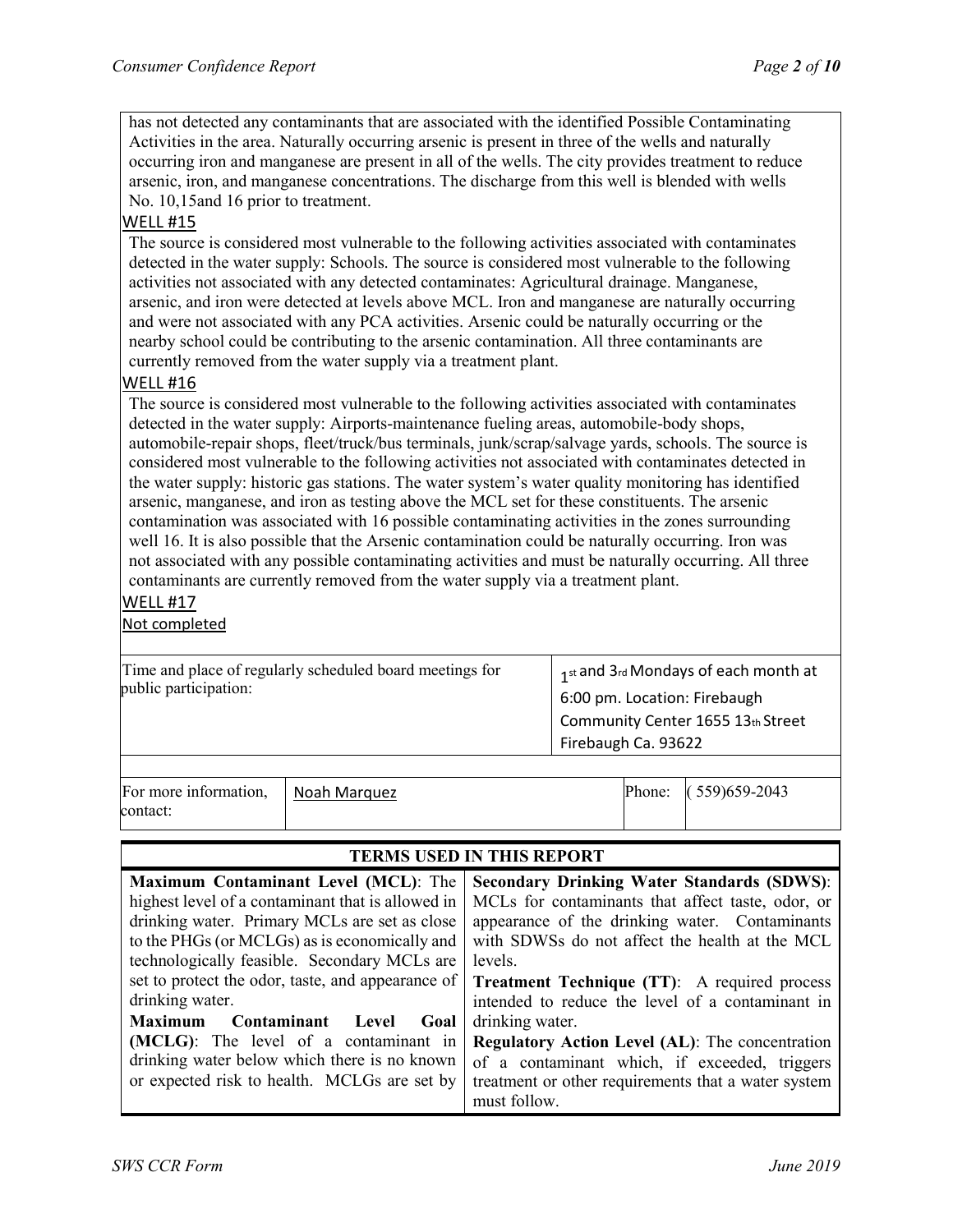has not detected any contaminants that are associated with the identified Possible Contaminating Activities in the area. Naturally occurring arsenic is present in three of the wells and naturally occurring iron and manganese are present in all of the wells. The city provides treatment to reduce arsenic, iron, and manganese concentrations. The discharge from this well is blended with wells No. 10,15and 16 prior to treatment.

WELL #15

The source is considered most vulnerable to the following activities associated with contaminates detected in the water supply: Schools. The source is considered most vulnerable to the following activities not associated with any detected contaminates: Agricultural drainage. Manganese, arsenic, and iron were detected at levels above MCL. Iron and manganese are naturally occurring and were not associated with any PCA activities. Arsenic could be naturally occurring or the nearby school could be contributing to the arsenic contamination. All three contaminants are currently removed from the water supply via a treatment plant.

WELL #16

The source is considered most vulnerable to the following activities associated with contaminates detected in the water supply: Airports-maintenance fueling areas, automobile-body shops, automobile-repair shops, fleet/truck/bus terminals, junk/scrap/salvage yards, schools. The source is considered most vulnerable to the following activities not associated with contaminates detected in the water supply: historic gas stations. The water system's water quality monitoring has identified arsenic, manganese, and iron as testing above the MCL set for these constituents. The arsenic contamination was associated with 16 possible contaminating activities in the zones surrounding well 16. It is also possible that the Arsenic contamination could be naturally occurring. Iron was not associated with any possible contaminating activities and must be naturally occurring. All three contaminants are currently removed from the water supply via a treatment plant.

WELL #17

Not completed

| Time and place of regularly scheduled board meetings for public participation: | 1st and 3rd Mondays of each month at 6:00 pm. Location: Firebaugh Community Center 1655 13th Street Firebaugh Ca. 93622 |
|---|---|

| For more information, contact: | Noah Marquez | Phone: | ( 559)659-2043 |
|---|---|---|---|

| TERMS USED IN THIS REPORT | |
|---|---|
| **Maximum Contaminant Level (MCL)**: The highest level of a contaminant that is allowed in drinking water. Primary MCLs are set as close to the PHGs (or MCLGs) as is economically and technologically feasible. Secondary MCLs are set to protect the odor, taste, and appearance of drinking water.<br>**Maximum Contaminant Level Goal (MCLG)**: The level of a contaminant in drinking water below which there is no known or expected risk to health. MCLGs are set by | **Secondary Drinking Water Standards (SDWS)**: MCLs for contaminants that affect taste, odor, or appearance of the drinking water. Contaminants with SDWSs do not affect the health at the MCL levels.<br>**Treatment Technique (TT)**: A required process intended to reduce the level of a contaminant in drinking water.<br>**Regulatory Action Level (AL)**: The concentration of a contaminant which, if exceeded, triggers treatment or other requirements that a water system must follow. |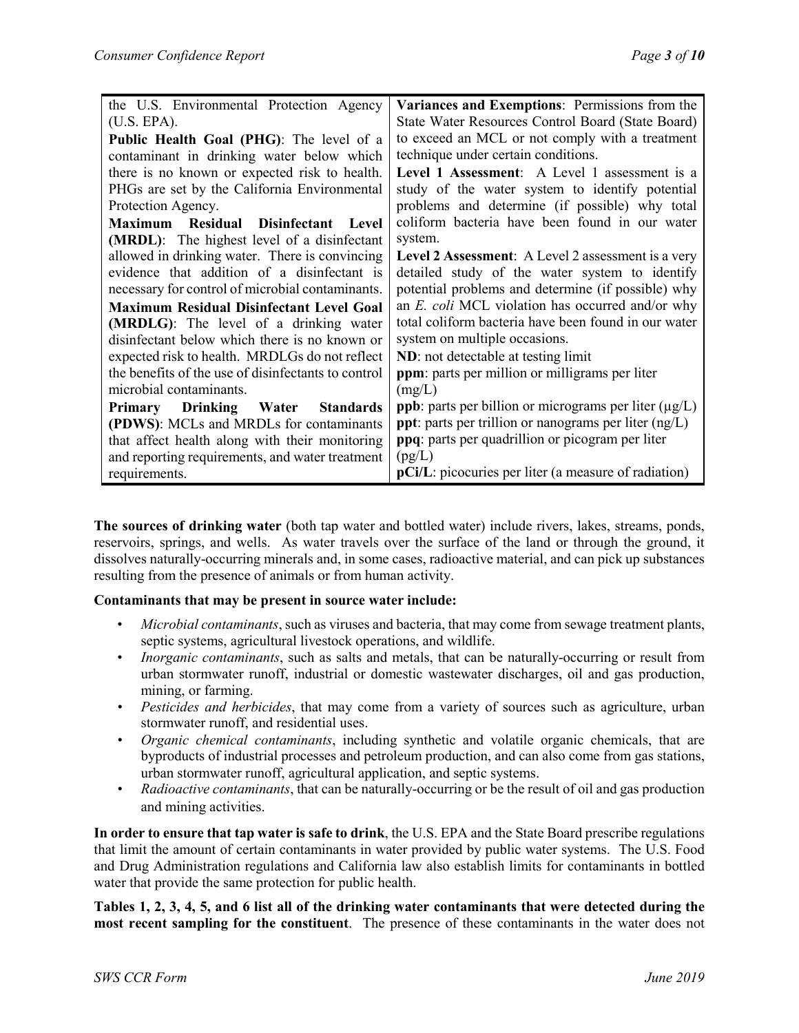| | |
|---|---|
| the U.S. Environmental Protection Agency (U.S. EPA).<br>**Public Health Goal (PHG)**: The level of a contaminant in drinking water below which there is no known or expected risk to health. PHGs are set by the California Environmental Protection Agency.<br>**Maximum Residual Disinfectant Level (MRDL)**: The highest level of a disinfectant allowed in drinking water. There is convincing evidence that addition of a disinfectant is necessary for control of microbial contaminants.<br>**Maximum Residual Disinfectant Level Goal (MRDLG)**: The level of a drinking water disinfectant below which there is no known or expected risk to health. MRDLGs do not reflect the benefits of the use of disinfectants to control microbial contaminants.<br>**Primary Drinking Water Standards (PDWS)**: MCLs and MRDLs for contaminants that affect health along with their monitoring and reporting requirements, and water treatment requirements. | **Variances and Exemptions**: Permissions from the State Water Resources Control Board (State Board) to exceed an MCL or not comply with a treatment technique under certain conditions.<br>**Level 1 Assessment**: A Level 1 assessment is a study of the water system to identify potential problems and determine (if possible) why total coliform bacteria have been found in our water system.<br>**Level 2 Assessment**: A Level 2 assessment is a very detailed study of the water system to identify potential problems and determine (if possible) why an *E. coli* MCL violation has occurred and/or why total coliform bacteria have been found in our water system on multiple occasions.<br>**ND**: not detectable at testing limit<br>**ppm**: parts per million or milligrams per liter (mg/L)<br>**ppb**: parts per billion or micrograms per liter (μg/L)<br>**ppt**: parts per trillion or nanograms per liter (ng/L)<br>**ppq**: parts per quadrillion or picogram per liter (pg/L)<br>**pCi/L**: picocuries per liter (a measure of radiation) |

**The sources of drinking water** (both tap water and bottled water) include rivers, lakes, streams, ponds, reservoirs, springs, and wells. As water travels over the surface of the land or through the ground, it dissolves naturally-occurring minerals and, in some cases, radioactive material, and can pick up substances resulting from the presence of animals or from human activity.

**Contaminants that may be present in source water include:**

- *Microbial contaminants*, such as viruses and bacteria, that may come from sewage treatment plants, septic systems, agricultural livestock operations, and wildlife.
- *Inorganic contaminants*, such as salts and metals, that can be naturally-occurring or result from urban stormwater runoff, industrial or domestic wastewater discharges, oil and gas production, mining, or farming.
- *Pesticides and herbicides*, that may come from a variety of sources such as agriculture, urban stormwater runoff, and residential uses.
- *Organic chemical contaminants*, including synthetic and volatile organic chemicals, that are byproducts of industrial processes and petroleum production, and can also come from gas stations, urban stormwater runoff, agricultural application, and septic systems.
- *Radioactive contaminants*, that can be naturally-occurring or be the result of oil and gas production and mining activities.

**In order to ensure that tap water is safe to drink**, the U.S. EPA and the State Board prescribe regulations that limit the amount of certain contaminants in water provided by public water systems. The U.S. Food and Drug Administration regulations and California law also establish limits for contaminants in bottled water that provide the same protection for public health.

**Tables 1, 2, 3, 4, 5, and 6 list all of the drinking water contaminants that were detected during the most recent sampling for the constituent**. The presence of these contaminants in the water does not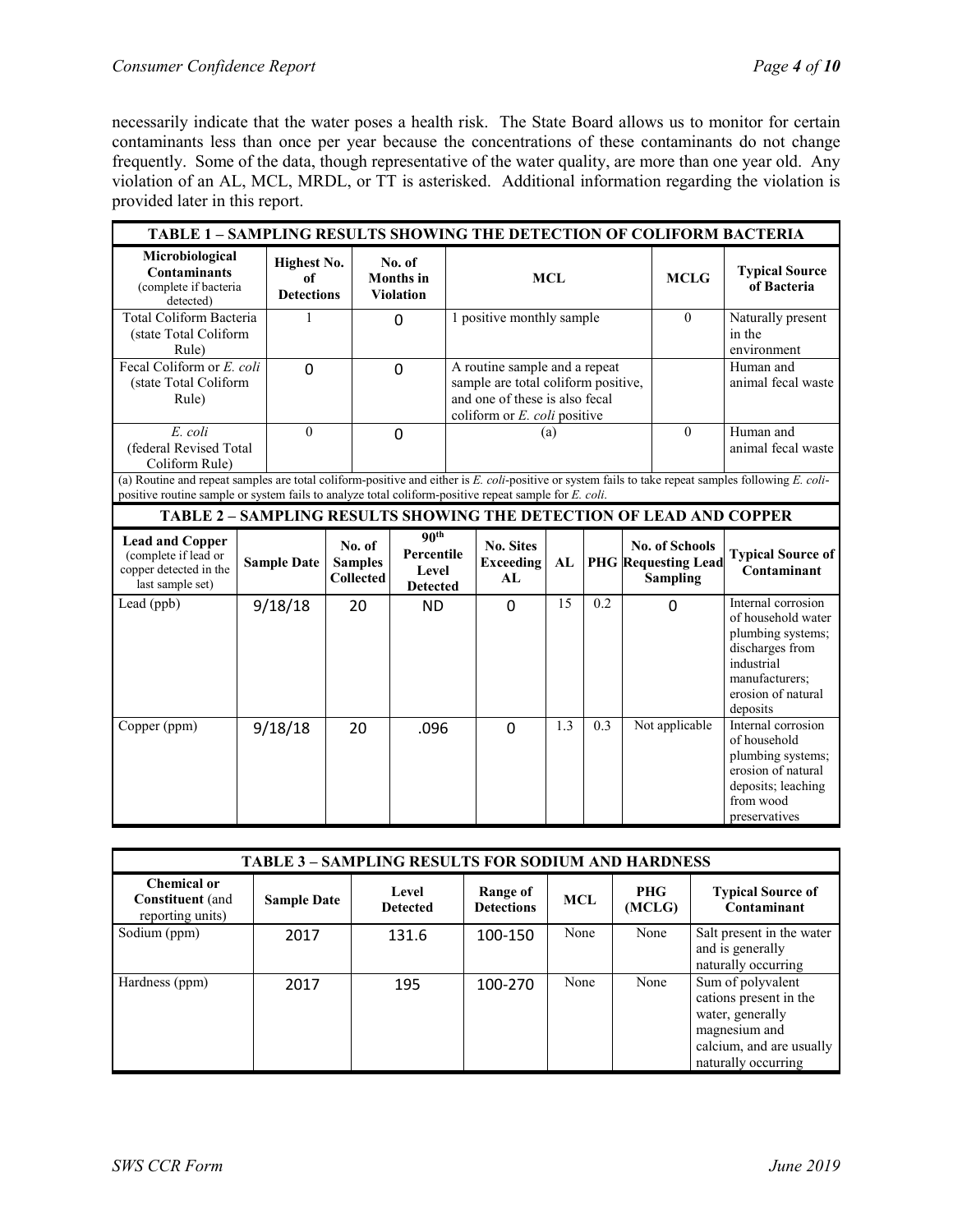necessarily indicate that the water poses a health risk. The State Board allows us to monitor for certain contaminants less than once per year because the concentrations of these contaminants do not change frequently. Some of the data, though representative of the water quality, are more than one year old. Any violation of an AL, MCL, MRDL, or TT is asterisked. Additional information regarding the violation is provided later in this report.

**TABLE 1 – SAMPLING RESULTS SHOWING THE DETECTION OF COLIFORM BACTERIA**

| Microbiological Contaminants (complete if bacteria detected) | Highest No. of Detections | No. of Months in Violation | MCL | MCLG | Typical Source of Bacteria |
|---|---|---|---|---|---|
| Total Coliform Bacteria (state Total Coliform Rule) | 1 | 0 | 1 positive monthly sample | 0 | Naturally present in the environment |
| Fecal Coliform or *E. coli* (state Total Coliform Rule) | 0 | 0 | A routine sample and a repeat sample are total coliform positive, and one of these is also fecal coliform or *E. coli* positive | | Human and animal fecal waste |
| *E. coli* (federal Revised Total Coliform Rule) | 0 | 0 | (a) | 0 | Human and animal fecal waste |

(a) Routine and repeat samples are total coliform-positive and either is *E. coli*-positive or system fails to take repeat samples following *E. coli*-positive routine sample or system fails to analyze total coliform-positive repeat sample for *E. coli*.

**TABLE 2 – SAMPLING RESULTS SHOWING THE DETECTION OF LEAD AND COPPER**

| Lead and Copper (complete if lead or copper detected in the last sample set) | Sample Date | No. of Samples Collected | 90th Percentile Level Detected | No. Sites Exceeding AL | AL | PHG | No. of Schools Requesting Lead Sampling | Typical Source of Contaminant |
|---|---|---|---|---|---|---|---|---|
| Lead (ppb) | 9/18/18 | 20 | ND | 0 | 15 | 0.2 | 0 | Internal corrosion of household water plumbing systems; discharges from industrial manufacturers; erosion of natural deposits |
| Copper (ppm) | 9/18/18 | 20 | .096 | 0 | 1.3 | 0.3 | Not applicable | Internal corrosion of household plumbing systems; erosion of natural deposits; leaching from wood preservatives |

**TABLE 3 – SAMPLING RESULTS FOR SODIUM AND HARDNESS**

| Chemical or Constituent (and reporting units) | Sample Date | Level Detected | Range of Detections | MCL | PHG (MCLG) | Typical Source of Contaminant |
|---|---|---|---|---|---|---|
| Sodium (ppm) | 2017 | 131.6 | 100-150 | None | None | Salt present in the water and is generally naturally occurring |
| Hardness (ppm) | 2017 | 195 | 100-270 | None | None | Sum of polyvalent cations present in the water, generally magnesium and calcium, and are usually naturally occurring |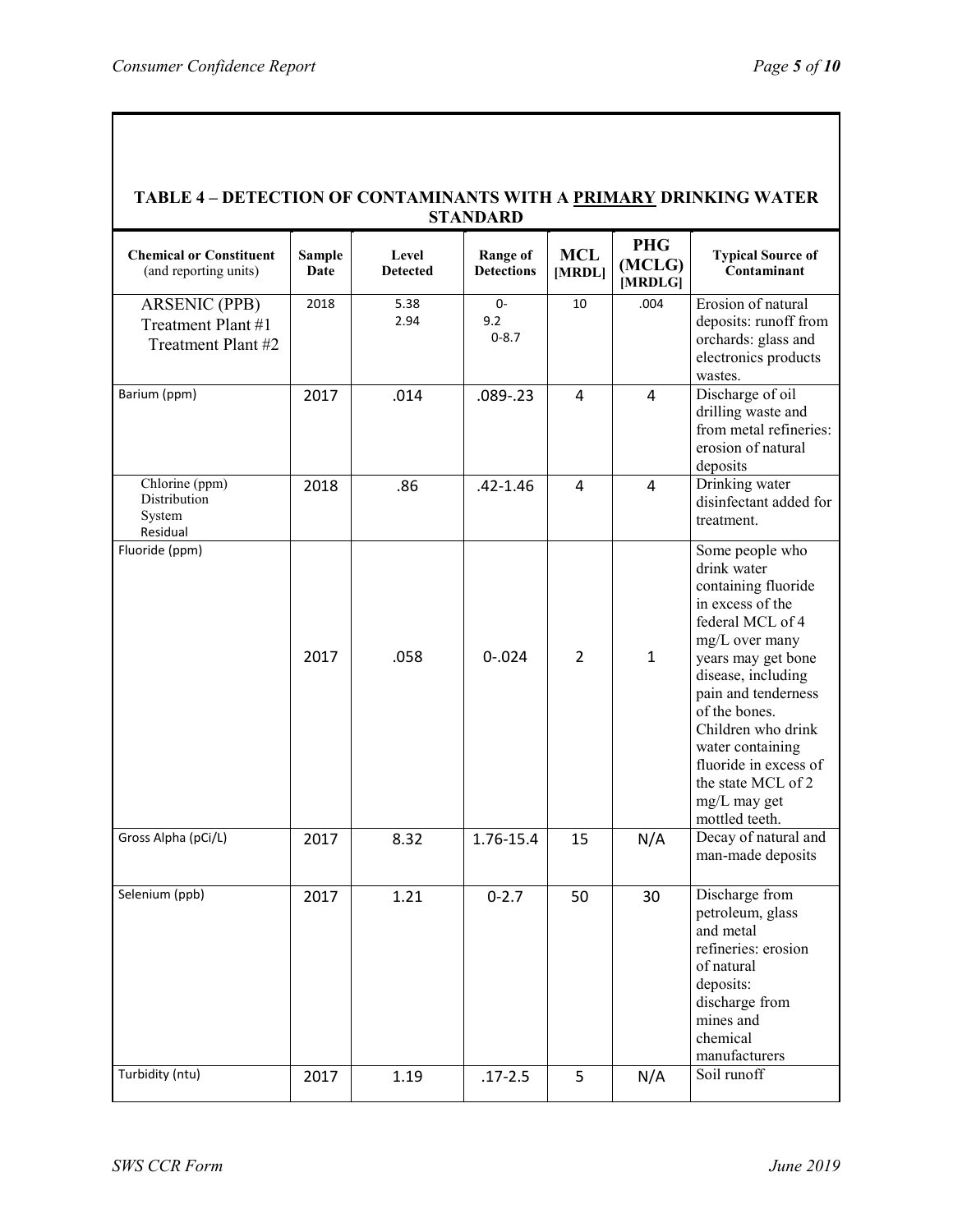## TABLE 4 – DETECTION OF CONTAMINANTS WITH A PRIMARY DRINKING WATER STANDARD

| Chemical or Constituent (and reporting units) | Sample Date | Level Detected | Range of Detections | MCL [MRDL] | PHG (MCLG) [MRDLG] | Typical Source of Contaminant |
|---|---|---|---|---|---|---|
| ARSENIC (PPB) Treatment Plant #1 Treatment Plant #2 | 2018 | 5.38 2.94 | 0-9.2 0-8.7 | 10 | .004 | Erosion of natural deposits: runoff from orchards: glass and electronics products wastes. |
| Barium (ppm) | 2017 | .014 | .089-.23 | 4 | 4 | Discharge of oil drilling waste and from metal refineries: erosion of natural deposits |
| Chlorine (ppm) Distribution System Residual | 2018 | .86 | .42-1.46 | 4 | 4 | Drinking water disinfectant added for treatment. |
| Fluoride (ppm) | 2017 | .058 | 0-.024 | 2 | 1 | Some people who drink water containing fluoride in excess of the federal MCL of 4 mg/L over many years may get bone disease, including pain and tenderness of the bones. Children who drink water containing fluoride in excess of the state MCL of 2 mg/L may get mottled teeth. |
| Gross Alpha (pCi/L) | 2017 | 8.32 | 1.76-15.4 | 15 | N/A | Decay of natural and man-made deposits |
| Selenium (ppb) | 2017 | 1.21 | 0-2.7 | 50 | 30 | Discharge from petroleum, glass and metal refineries: erosion of natural deposits: discharge from mines and chemical manufacturers |
| Turbidity (ntu) | 2017 | 1.19 | .17-2.5 | 5 | N/A | Soil runoff |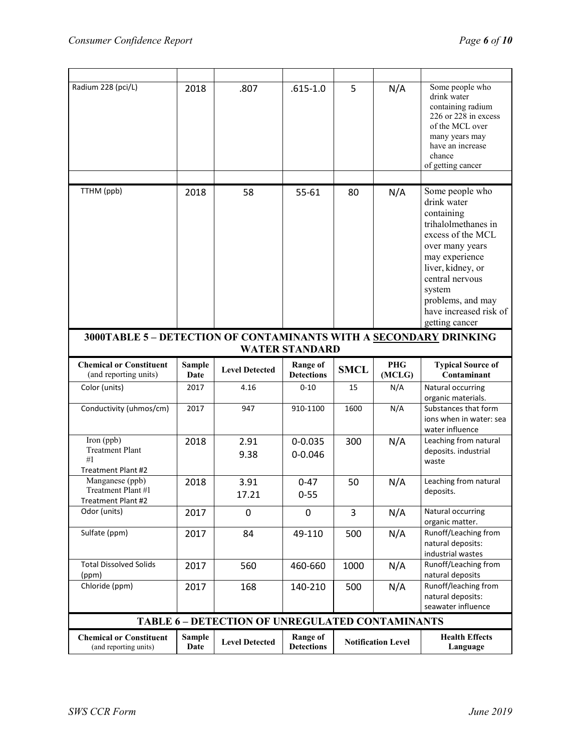| | | | | | | |
|---|---|---|---|---|---|---|
| Radium 228 (pci/L) | 2018 | .807 | .615-1.0 | 5 | N/A | Some people who drink water containing radium 226 or 228 in excess of the MCL over many years may have an increase chance of getting cancer |
| | | | | | | |
| TTHM (ppb) | 2018 | 58 | 55-61 | 80 | N/A | Some people who drink water containing trihalolmethanes in excess of the MCL over many years may experience liver, kidney, or central nervous system problems, and may have increased risk of getting cancer |

**3000TABLE 5 – DETECTION OF CONTAMINANTS WITH A SECONDARY DRINKING WATER STANDARD**

| Chemical or Constituent (and reporting units) | Sample Date | Level Detected | Range of Detections | SMCL | PHG (MCLG) | Typical Source of Contaminant |
|---|---|---|---|---|---|---|
| Color (units) | 2017 | 4.16 | 0-10 | 15 | N/A | Natural occurring organic materials. |
| Conductivity (uhmos/cm) | 2017 | 947 | 910-1100 | 1600 | N/A | Substances that form ions when in water: sea water influence |
| Iron (ppb) Treatment Plant #1 Treatment Plant #2 | 2018 | 2.91 9.38 | 0-0.035 0-0.046 | 300 | N/A | Leaching from natural deposits. industrial waste |
| Manganese (ppb) Treatment Plant #1 Treatment Plant #2 | 2018 | 3.91 17.21 | 0-47 0-55 | 50 | N/A | Leaching from natural deposits. |
| Odor (units) | 2017 | 0 | 0 | 3 | N/A | Natural occurring organic matter. |
| Sulfate (ppm) | 2017 | 84 | 49-110 | 500 | N/A | Runoff/Leaching from natural deposits: industrial wastes |
| Total Dissolved Solids (ppm) | 2017 | 560 | 460-660 | 1000 | N/A | Runoff/Leaching from natural deposits |
| Chloride (ppm) | 2017 | 168 | 140-210 | 500 | N/A | Runoff/leaching from natural deposits: seawater influence |

**TABLE 6 – DETECTION OF UNREGULATED CONTAMINANTS**

| Chemical or Constituent (and reporting units) | Sample Date | Level Detected | Range of Detections | Notification Level | Health Effects Language |
|---|---|---|---|---|---|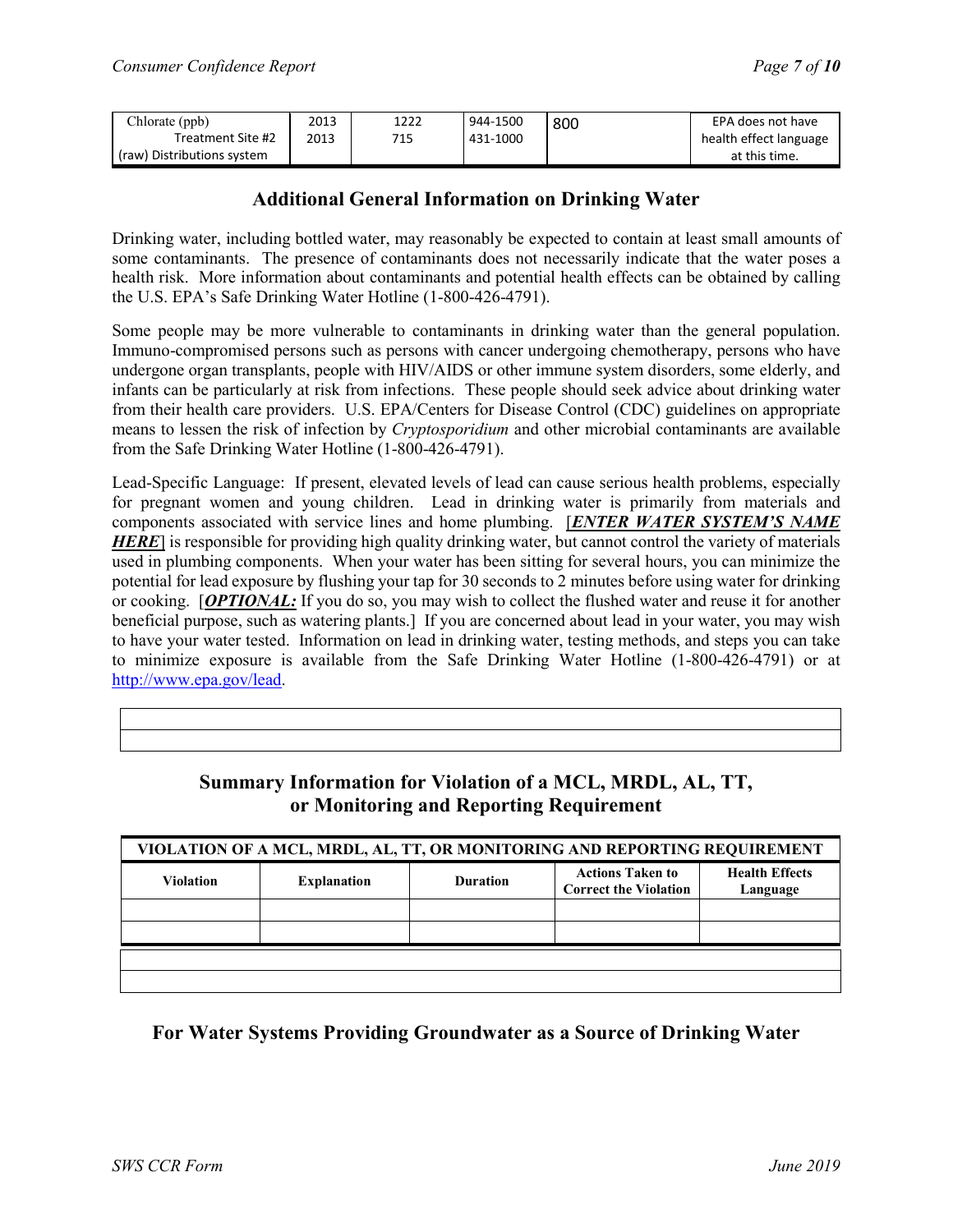| Chlorate (ppb) Treatment Site #2 (raw) Distributions system | 2013 2013 | 1222 715 | 944-1500 431-1000 | 800 | EPA does not have health effect language at this time. |
|---|---|---|---|---|---|

## Additional General Information on Drinking Water

Drinking water, including bottled water, may reasonably be expected to contain at least small amounts of some contaminants. The presence of contaminants does not necessarily indicate that the water poses a health risk. More information about contaminants and potential health effects can be obtained by calling the U.S. EPA's Safe Drinking Water Hotline (1-800-426-4791).

Some people may be more vulnerable to contaminants in drinking water than the general population. Immuno-compromised persons such as persons with cancer undergoing chemotherapy, persons who have undergone organ transplants, people with HIV/AIDS or other immune system disorders, some elderly, and infants can be particularly at risk from infections. These people should seek advice about drinking water from their health care providers. U.S. EPA/Centers for Disease Control (CDC) guidelines on appropriate means to lessen the risk of infection by *Cryptosporidium* and other microbial contaminants are available from the Safe Drinking Water Hotline (1-800-426-4791).

Lead-Specific Language: If present, elevated levels of lead can cause serious health problems, especially for pregnant women and young children. Lead in drinking water is primarily from materials and components associated with service lines and home plumbing. [***ENTER WATER SYSTEM'S NAME HERE***] is responsible for providing high quality drinking water, but cannot control the variety of materials used in plumbing components. When your water has been sitting for several hours, you can minimize the potential for lead exposure by flushing your tap for 30 seconds to 2 minutes before using water for drinking or cooking. [***OPTIONAL:*** If you do so, you may wish to collect the flushed water and reuse it for another beneficial purpose, such as watering plants.] If you are concerned about lead in your water, you may wish to have your water tested. Information on lead in drinking water, testing methods, and steps you can take to minimize exposure is available from the Safe Drinking Water Hotline (1-800-426-4791) or at http://www.epa.gov/lead.

## Summary Information for Violation of a MCL, MRDL, AL, TT, or Monitoring and Reporting Requirement

| VIOLATION OF A MCL, MRDL, AL, TT, OR MONITORING AND REPORTING REQUIREMENT | | | | |
|---|---|---|---|---|
| **Violation** | **Explanation** | **Duration** | **Actions Taken to Correct the Violation** | **Health Effects Language** |
| | | | | |
| | | | | |

## For Water Systems Providing Groundwater as a Source of Drinking Water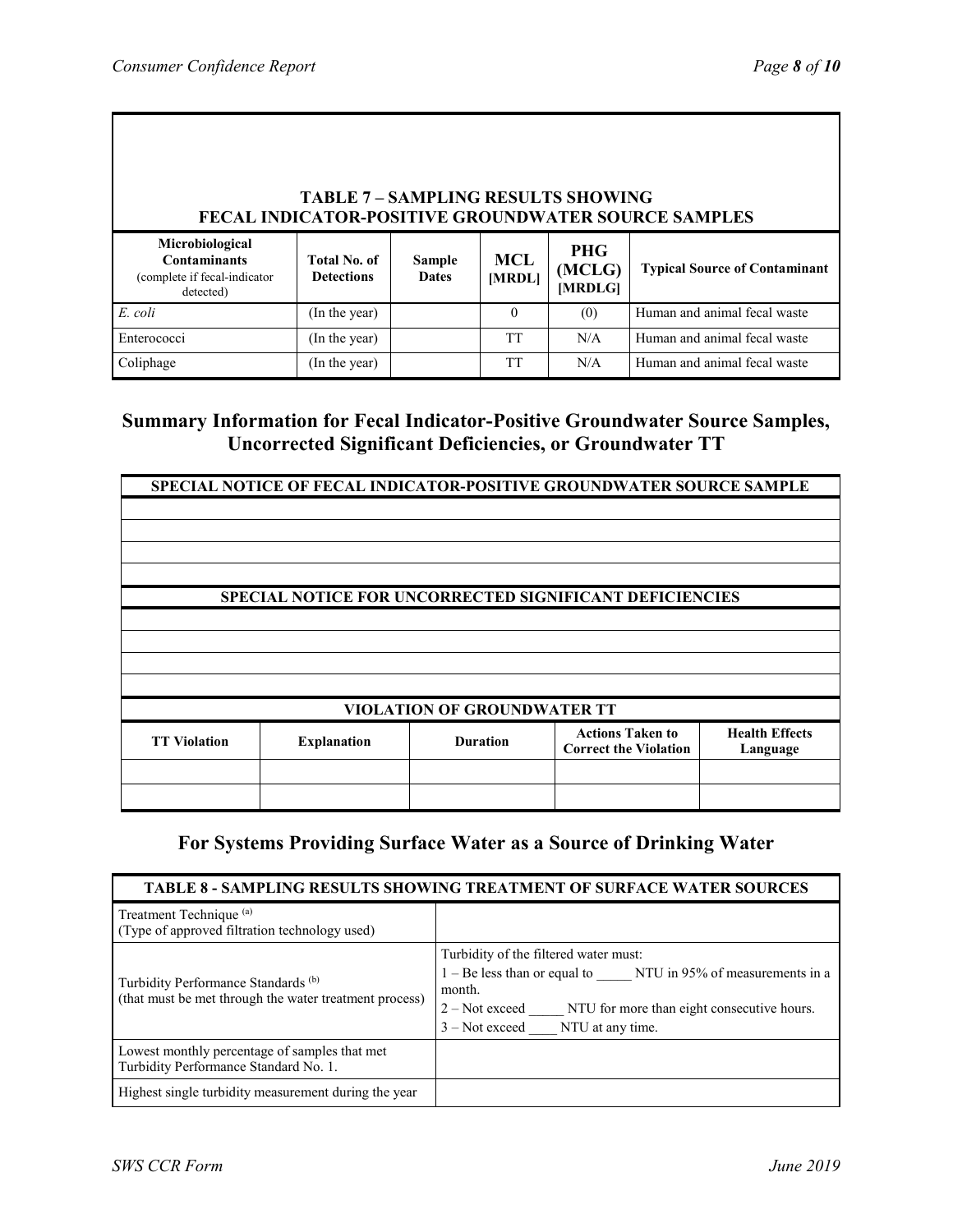**TABLE 7 – SAMPLING RESULTS SHOWING FECAL INDICATOR-POSITIVE GROUNDWATER SOURCE SAMPLES**

| Microbiological Contaminants (complete if fecal-indicator detected) | Total No. of Detections | Sample Dates | MCL [MRDL] | PHG (MCLG) [MRDLG] | Typical Source of Contaminant |
|---|---|---|---|---|---|
| *E. coli* | (In the year) | | 0 | (0) | Human and animal fecal waste |
| Enterococci | (In the year) | | TT | N/A | Human and animal fecal waste |
| Coliphage | (In the year) | | TT | N/A | Human and animal fecal waste |

## Summary Information for Fecal Indicator-Positive Groundwater Source Samples, Uncorrected Significant Deficiencies, or Groundwater TT

| SPECIAL NOTICE OF FECAL INDICATOR-POSITIVE GROUNDWATER SOURCE SAMPLE |
|---|
| |
| |
| |
| |

| SPECIAL NOTICE FOR UNCORRECTED SIGNIFICANT DEFICIENCIES |
|---|
| |
| |
| |
| |

**VIOLATION OF GROUNDWATER TT**

| TT Violation | Explanation | Duration | Actions Taken to Correct the Violation | Health Effects Language |
|---|---|---|---|---|
| | | | | |
| | | | | |

## For Systems Providing Surface Water as a Source of Drinking Water

| TABLE 8 - SAMPLING RESULTS SHOWING TREATMENT OF SURFACE WATER SOURCES | |
|---|---|
| Treatment Technique [(a)] (Type of approved filtration technology used) | |
| Turbidity Performance Standards [(b)] (that must be met through the water treatment process) | Turbidity of the filtered water must: 1 – Be less than or equal to _____ NTU in 95% of measurements in a month. 2 – Not exceed _____ NTU for more than eight consecutive hours. 3 – Not exceed ____ NTU at any time. |
| Lowest monthly percentage of samples that met Turbidity Performance Standard No. 1. | |
| Highest single turbidity measurement during the year | |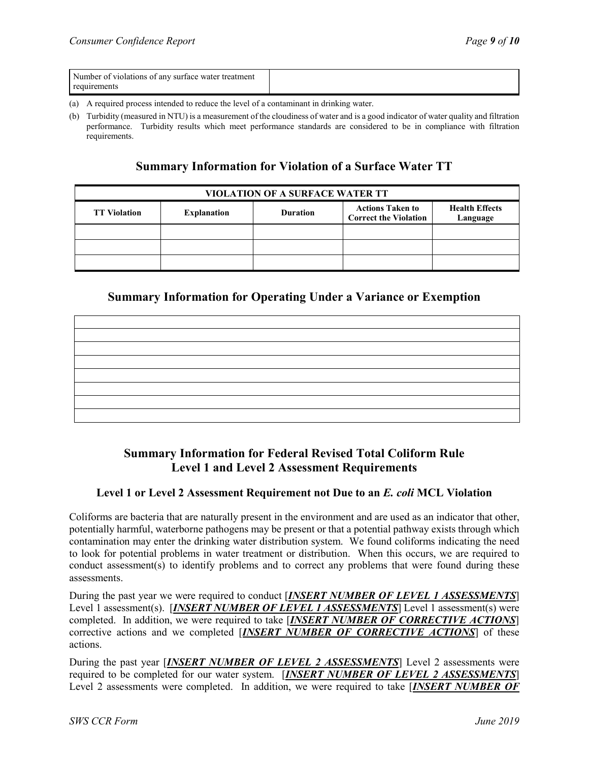| Number of violations of any surface water treatment requirements | |
| --- | --- |

(a) A required process intended to reduce the level of a contaminant in drinking water.

(b) Turbidity (measured in NTU) is a measurement of the cloudiness of water and is a good indicator of water quality and filtration performance. Turbidity results which meet performance standards are considered to be in compliance with filtration requirements.

## Summary Information for Violation of a Surface Water TT

| VIOLATION OF A SURFACE WATER TT | | | | |
| --- | --- | --- | --- | --- |
| **TT Violation** | **Explanation** | **Duration** | **Actions Taken to Correct the Violation** | **Health Effects Language** |
| | | | | |
| | | | | |
| | | | | |

## Summary Information for Operating Under a Variance or Exemption

| |
| --- |
| |
| |
| |
| |
| |
| |
| |

## Summary Information for Federal Revised Total Coliform Rule Level 1 and Level 2 Assessment Requirements

### Level 1 or Level 2 Assessment Requirement not Due to an *E. coli* MCL Violation

Coliforms are bacteria that are naturally present in the environment and are used as an indicator that other, potentially harmful, waterborne pathogens may be present or that a potential pathway exists through which contamination may enter the drinking water distribution system. We found coliforms indicating the need to look for potential problems in water treatment or distribution. When this occurs, we are required to conduct assessment(s) to identify problems and to correct any problems that were found during these assessments.

During the past year we were required to conduct [***INSERT NUMBER OF LEVEL 1 ASSESSMENTS***] Level 1 assessment(s). [***INSERT NUMBER OF LEVEL 1 ASSESSMENTS***] Level 1 assessment(s) were completed. In addition, we were required to take [***INSERT NUMBER OF CORRECTIVE ACTIONS***] corrective actions and we completed [***INSERT NUMBER OF CORRECTIVE ACTIONS***] of these actions.

During the past year [***INSERT NUMBER OF LEVEL 2 ASSESSMENTS***] Level 2 assessments were required to be completed for our water system. [***INSERT NUMBER OF LEVEL 2 ASSESSMENTS***] Level 2 assessments were completed. In addition, we were required to take [***INSERT NUMBER OF***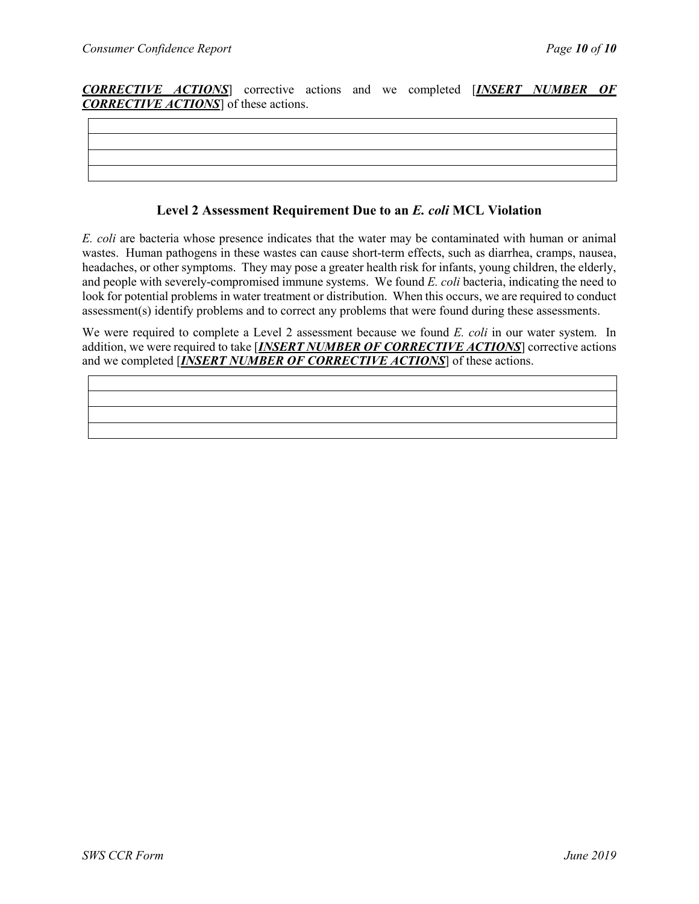***CORRECTIVE ACTIONS***] corrective actions and we completed [***INSERT NUMBER OF CORRECTIVE ACTIONS***] of these actions.

| |
|---|
| |
| |
| |
| |

### Level 2 Assessment Requirement Due to an *E. coli* MCL Violation

*E. coli* are bacteria whose presence indicates that the water may be contaminated with human or animal wastes. Human pathogens in these wastes can cause short-term effects, such as diarrhea, cramps, nausea, headaches, or other symptoms. They may pose a greater health risk for infants, young children, the elderly, and people with severely-compromised immune systems. We found *E. coli* bacteria, indicating the need to look for potential problems in water treatment or distribution. When this occurs, we are required to conduct assessment(s) identify problems and to correct any problems that were found during these assessments.

We were required to complete a Level 2 assessment because we found *E. coli* in our water system. In addition, we were required to take [***INSERT NUMBER OF CORRECTIVE ACTIONS***] corrective actions and we completed [***INSERT NUMBER OF CORRECTIVE ACTIONS***] of these actions.

| |
|---|
| |
| |
| |
| |